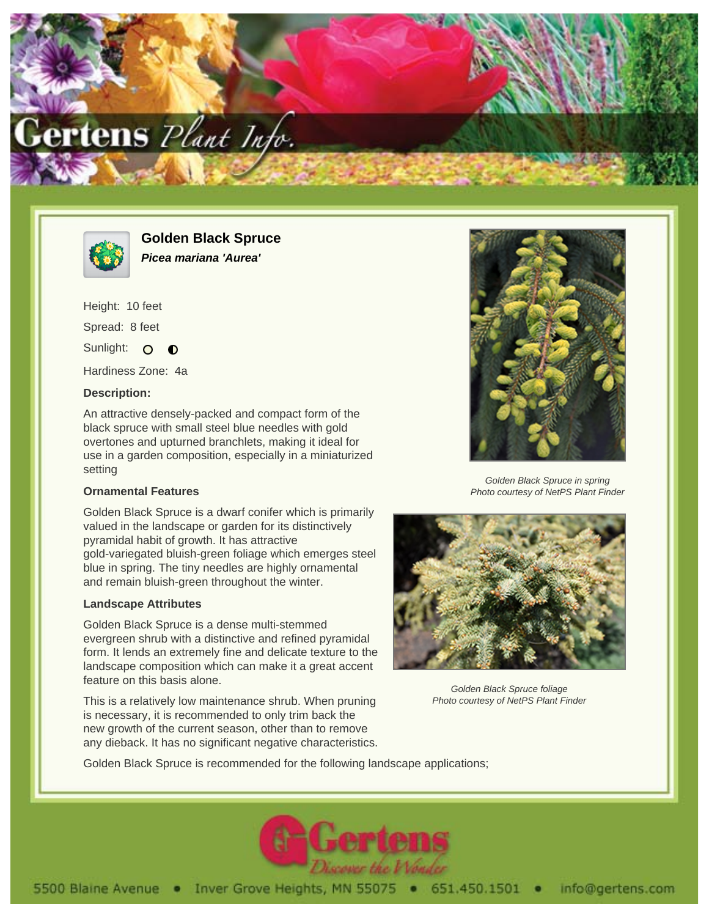# Golden Black Spruce

***Picea mariana 'Aurea'***

Height: 10 feet

Spread: 8 feet

Sunlight:

Hardiness Zone: 4a

**Description:**

An attractive densely-packed and compact form of the black spruce with small steel blue needles with gold overtones and upturned branchlets, making it ideal for use in a garden composition, especially in a miniaturized setting

Golden Black Spruce in spring
Photo courtesy of NetPS Plant Finder

**Ornamental Features**

Golden Black Spruce is a dwarf conifer which is primarily valued in the landscape or garden for its distinctively pyramidal habit of growth. It has attractive gold-variegated bluish-green foliage which emerges steel blue in spring. The tiny needles are highly ornamental and remain bluish-green throughout the winter.

**Landscape Attributes**

Golden Black Spruce is a dense multi-stemmed evergreen shrub with a distinctive and refined pyramidal form. It lends an extremely fine and delicate texture to the landscape composition which can make it a great accent feature on this basis alone.

Golden Black Spruce foliage
Photo courtesy of NetPS Plant Finder

This is a relatively low maintenance shrub. When pruning is necessary, it is recommended to only trim back the new growth of the current season, other than to remove any dieback. It has no significant negative characteristics.

Golden Black Spruce is recommended for the following landscape applications;

5500 Blaine Avenue • Inver Grove Heights, MN 55075 • 651.450.1501 • info@gertens.com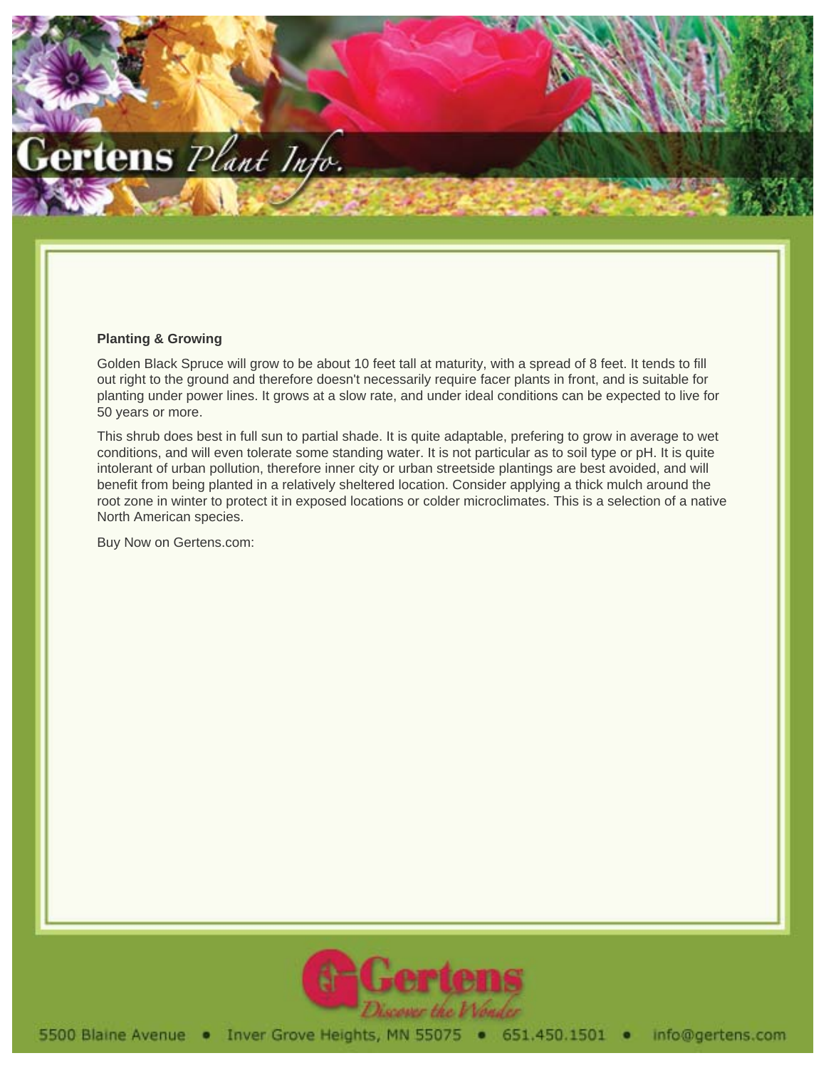**Planting & Growing**

Golden Black Spruce will grow to be about 10 feet tall at maturity, with a spread of 8 feet. It tends to fill out right to the ground and therefore doesn't necessarily require facer plants in front, and is suitable for planting under power lines. It grows at a slow rate, and under ideal conditions can be expected to live for 50 years or more.

This shrub does best in full sun to partial shade. It is quite adaptable, prefering to grow in average to wet conditions, and will even tolerate some standing water. It is not particular as to soil type or pH. It is quite intolerant of urban pollution, therefore inner city or urban streetside plantings are best avoided, and will benefit from being planted in a relatively sheltered location. Consider applying a thick mulch around the root zone in winter to protect it in exposed locations or colder microclimates. This is a selection of a native North American species.

Buy Now on Gertens.com: